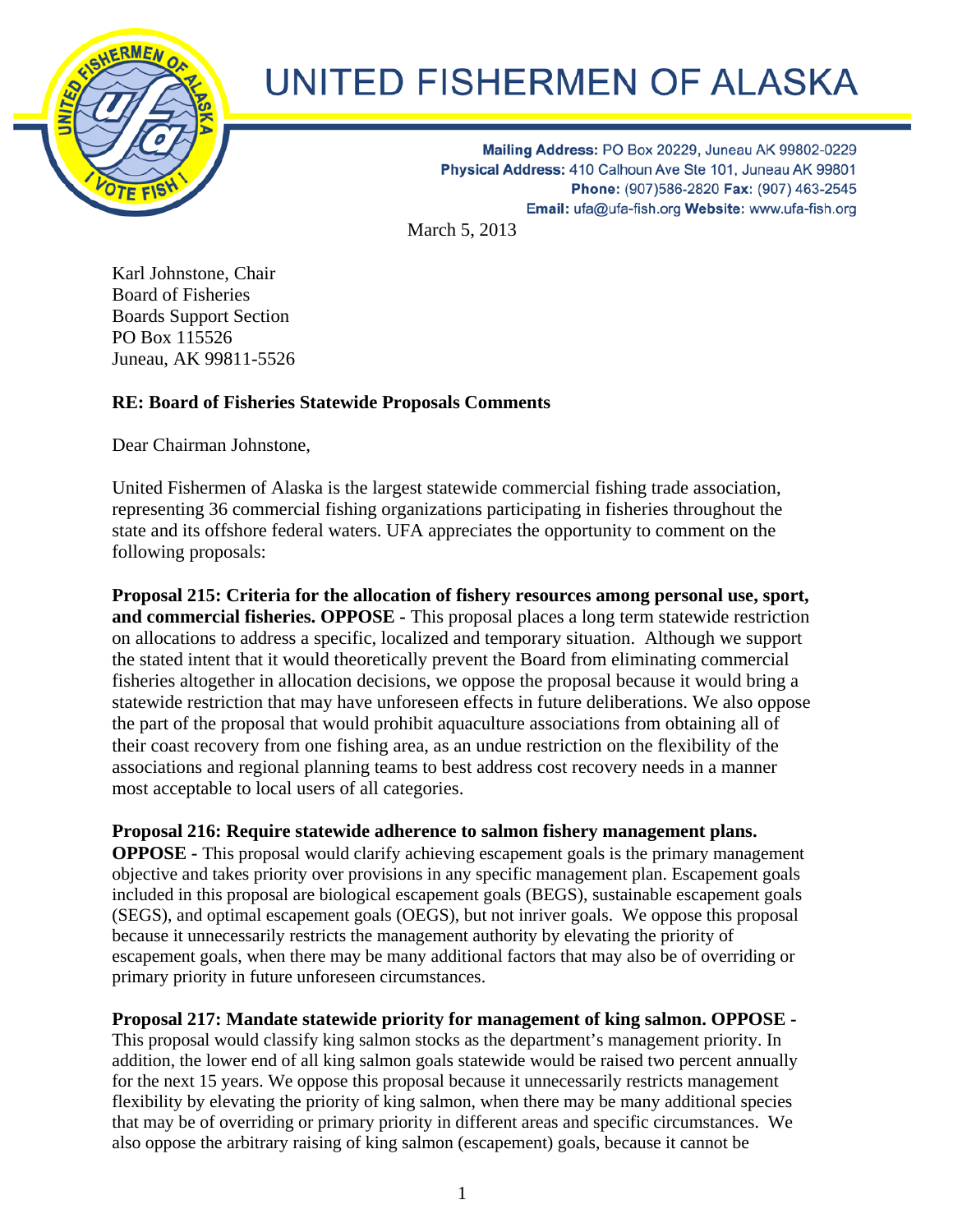# UNITED FISHERMEN OF ALASKA

**Mailing Address:** PO Box 20229, Juneau AK 99802-0229
**Physical Address:** 410 Calhoun Ave Ste 101, Juneau AK 99801
**Phone:** (907)586-2820 **Fax:** (907) 463-2545
**Email:** ufa@ufa-fish.org **Website:** www.ufa-fish.org

March 5, 2013

Karl Johnstone, Chair
Board of Fisheries
Boards Support Section
PO Box 115526
Juneau, AK 99811-5526

**RE: Board of Fisheries Statewide Proposals Comments**

Dear Chairman Johnstone,

United Fishermen of Alaska is the largest statewide commercial fishing trade association, representing 36 commercial fishing organizations participating in fisheries throughout the state and its offshore federal waters. UFA appreciates the opportunity to comment on the following proposals:

**Proposal 215: Criteria for the allocation of fishery resources among personal use, sport, and commercial fisheries. OPPOSE** - This proposal places a long term statewide restriction on allocations to address a specific, localized and temporary situation. Although we support the stated intent that it would theoretically prevent the Board from eliminating commercial fisheries altogether in allocation decisions, we oppose the proposal because it would bring a statewide restriction that may have unforeseen effects in future deliberations. We also oppose the part of the proposal that would prohibit aquaculture associations from obtaining all of their coast recovery from one fishing area, as an undue restriction on the flexibility of the associations and regional planning teams to best address cost recovery needs in a manner most acceptable to local users of all categories.

**Proposal 216: Require statewide adherence to salmon fishery management plans. OPPOSE** - This proposal would clarify achieving escapement goals is the primary management objective and takes priority over provisions in any specific management plan. Escapement goals included in this proposal are biological escapement goals (BEGS), sustainable escapement goals (SEGS), and optimal escapement goals (OEGS), but not inriver goals. We oppose this proposal because it unnecessarily restricts the management authority by elevating the priority of escapement goals, when there may be many additional factors that may also be of overriding or primary priority in future unforeseen circumstances.

**Proposal 217: Mandate statewide priority for management of king salmon. OPPOSE** - This proposal would classify king salmon stocks as the department's management priority. In addition, the lower end of all king salmon goals statewide would be raised two percent annually for the next 15 years. We oppose this proposal because it unnecessarily restricts management flexibility by elevating the priority of king salmon, when there may be many additional species that may be of overriding or primary priority in different areas and specific circumstances. We also oppose the arbitrary raising of king salmon (escapement) goals, because it cannot be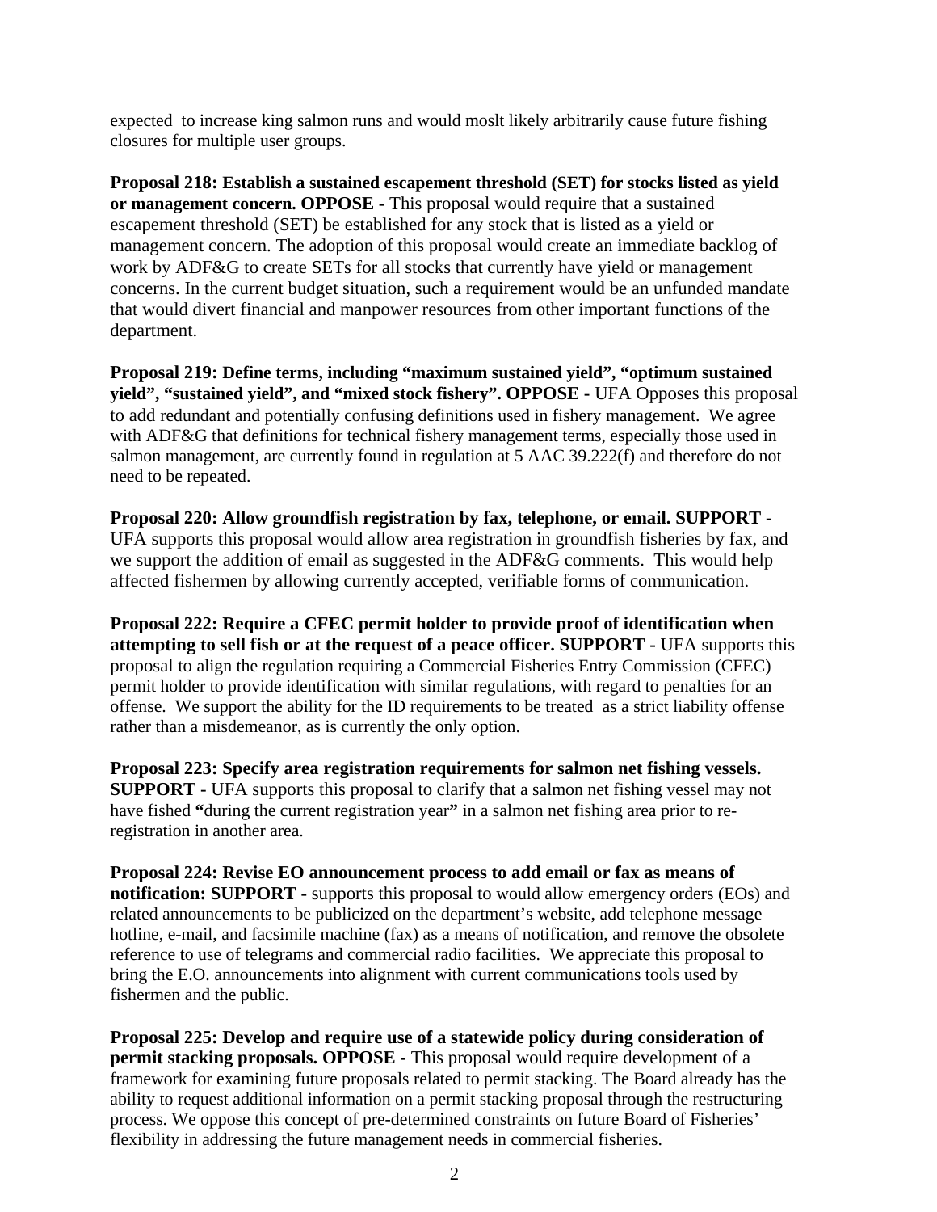expected to increase king salmon runs and would moslt likely arbitrarily cause future fishing closures for multiple user groups.

**Proposal 218: Establish a sustained escapement threshold (SET) for stocks listed as yield or management concern. OPPOSE -** This proposal would require that a sustained escapement threshold (SET) be established for any stock that is listed as a yield or management concern. The adoption of this proposal would create an immediate backlog of work by ADF&G to create SETs for all stocks that currently have yield or management concerns. In the current budget situation, such a requirement would be an unfunded mandate that would divert financial and manpower resources from other important functions of the department.

**Proposal 219: Define terms, including "maximum sustained yield", "optimum sustained yield", "sustained yield", and "mixed stock fishery". OPPOSE -** UFA Opposes this proposal to add redundant and potentially confusing definitions used in fishery management. We agree with ADF&G that definitions for technical fishery management terms, especially those used in salmon management, are currently found in regulation at 5 AAC 39.222(f) and therefore do not need to be repeated.

**Proposal 220: Allow groundfish registration by fax, telephone, or email. SUPPORT -** UFA supports this proposal would allow area registration in groundfish fisheries by fax, and we support the addition of email as suggested in the ADF&G comments. This would help affected fishermen by allowing currently accepted, verifiable forms of communication.

**Proposal 222: Require a CFEC permit holder to provide proof of identification when attempting to sell fish or at the request of a peace officer. SUPPORT -** UFA supports this proposal to align the regulation requiring a Commercial Fisheries Entry Commission (CFEC) permit holder to provide identification with similar regulations, with regard to penalties for an offense. We support the ability for the ID requirements to be treated as a strict liability offense rather than a misdemeanor, as is currently the only option.

**Proposal 223: Specify area registration requirements for salmon net fishing vessels. SUPPORT -** UFA supports this proposal to clarify that a salmon net fishing vessel may not have fished **"**during the current registration year**"** in a salmon net fishing area prior to re-registration in another area.

**Proposal 224: Revise EO announcement process to add email or fax as means of notification: SUPPORT -** supports this proposal to would allow emergency orders (EOs) and related announcements to be publicized on the department's website, add telephone message hotline, e-mail, and facsimile machine (fax) as a means of notification, and remove the obsolete reference to use of telegrams and commercial radio facilities. We appreciate this proposal to bring the E.O. announcements into alignment with current communications tools used by fishermen and the public.

**Proposal 225: Develop and require use of a statewide policy during consideration of permit stacking proposals. OPPOSE -** This proposal would require development of a framework for examining future proposals related to permit stacking. The Board already has the ability to request additional information on a permit stacking proposal through the restructuring process. We oppose this concept of pre-determined constraints on future Board of Fisheries' flexibility in addressing the future management needs in commercial fisheries.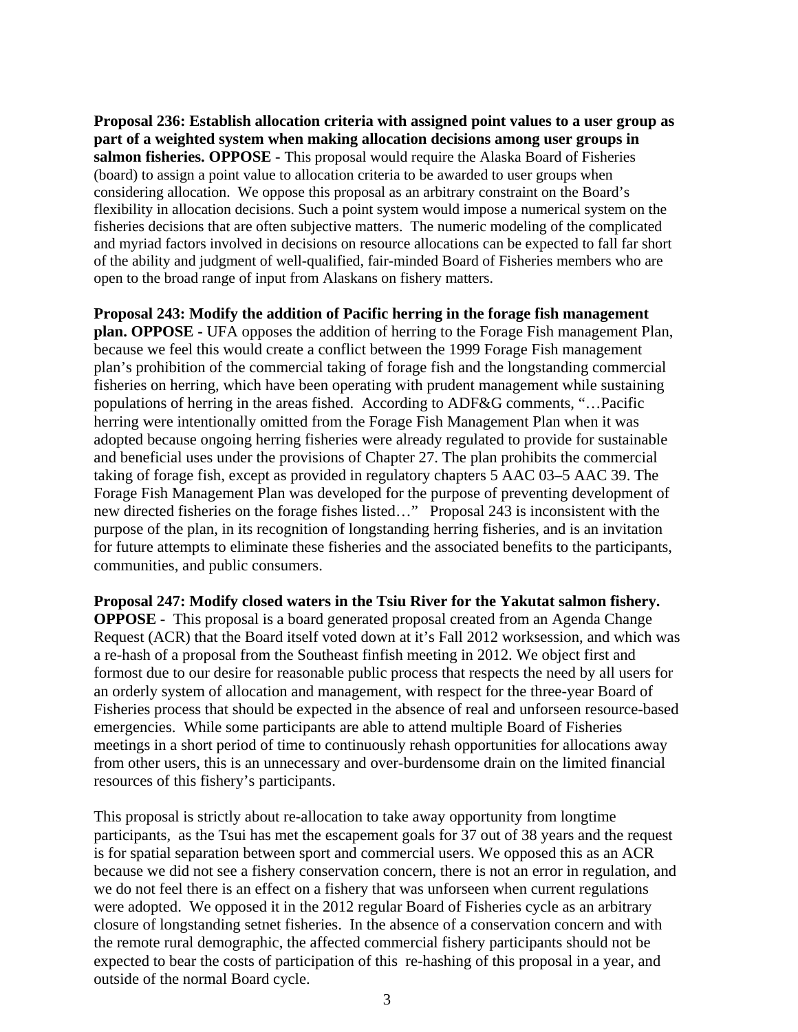**Proposal 236: Establish allocation criteria with assigned point values to a user group as part of a weighted system when making allocation decisions among user groups in salmon fisheries. OPPOSE -** This proposal would require the Alaska Board of Fisheries (board) to assign a point value to allocation criteria to be awarded to user groups when considering allocation. We oppose this proposal as an arbitrary constraint on the Board's flexibility in allocation decisions. Such a point system would impose a numerical system on the fisheries decisions that are often subjective matters. The numeric modeling of the complicated and myriad factors involved in decisions on resource allocations can be expected to fall far short of the ability and judgment of well-qualified, fair-minded Board of Fisheries members who are open to the broad range of input from Alaskans on fishery matters.

**Proposal 243: Modify the addition of Pacific herring in the forage fish management plan. OPPOSE -** UFA opposes the addition of herring to the Forage Fish management Plan, because we feel this would create a conflict between the 1999 Forage Fish management plan's prohibition of the commercial taking of forage fish and the longstanding commercial fisheries on herring, which have been operating with prudent management while sustaining populations of herring in the areas fished. According to ADF&G comments, "…Pacific herring were intentionally omitted from the Forage Fish Management Plan when it was adopted because ongoing herring fisheries were already regulated to provide for sustainable and beneficial uses under the provisions of Chapter 27. The plan prohibits the commercial taking of forage fish, except as provided in regulatory chapters 5 AAC 03–5 AAC 39. The Forage Fish Management Plan was developed for the purpose of preventing development of new directed fisheries on the forage fishes listed…" Proposal 243 is inconsistent with the purpose of the plan, in its recognition of longstanding herring fisheries, and is an invitation for future attempts to eliminate these fisheries and the associated benefits to the participants, communities, and public consumers.

**Proposal 247: Modify closed waters in the Tsiu River for the Yakutat salmon fishery. OPPOSE -** This proposal is a board generated proposal created from an Agenda Change Request (ACR) that the Board itself voted down at it's Fall 2012 worksession, and which was a re-hash of a proposal from the Southeast finfish meeting in 2012. We object first and formost due to our desire for reasonable public process that respects the need by all users for an orderly system of allocation and management, with respect for the three-year Board of Fisheries process that should be expected in the absence of real and unforseen resource-based emergencies. While some participants are able to attend multiple Board of Fisheries meetings in a short period of time to continuously rehash opportunities for allocations away from other users, this is an unnecessary and over-burdensome drain on the limited financial resources of this fishery's participants.

This proposal is strictly about re-allocation to take away opportunity from longtime participants, as the Tsui has met the escapement goals for 37 out of 38 years and the request is for spatial separation between sport and commercial users. We opposed this as an ACR because we did not see a fishery conservation concern, there is not an error in regulation, and we do not feel there is an effect on a fishery that was unforseen when current regulations were adopted. We opposed it in the 2012 regular Board of Fisheries cycle as an arbitrary closure of longstanding setnet fisheries. In the absence of a conservation concern and with the remote rural demographic, the affected commercial fishery participants should not be expected to bear the costs of participation of this re-hashing of this proposal in a year, and outside of the normal Board cycle.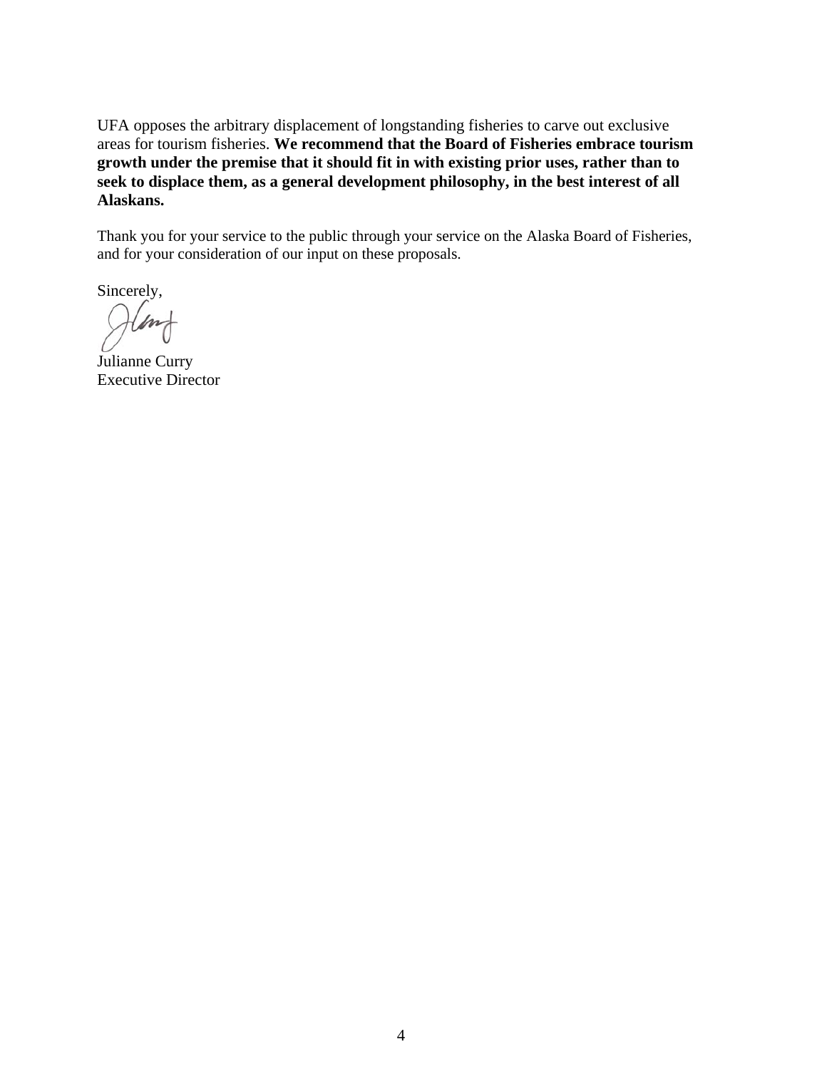UFA opposes the arbitrary displacement of longstanding fisheries to carve out exclusive areas for tourism fisheries. **We recommend that the Board of Fisheries embrace tourism growth under the premise that it should fit in with existing prior uses, rather than to seek to displace them, as a general development philosophy, in the best interest of all Alaskans.**

Thank you for your service to the public through your service on the Alaska Board of Fisheries, and for your consideration of our input on these proposals.

Sincerely,

Julianne Curry
Executive Director